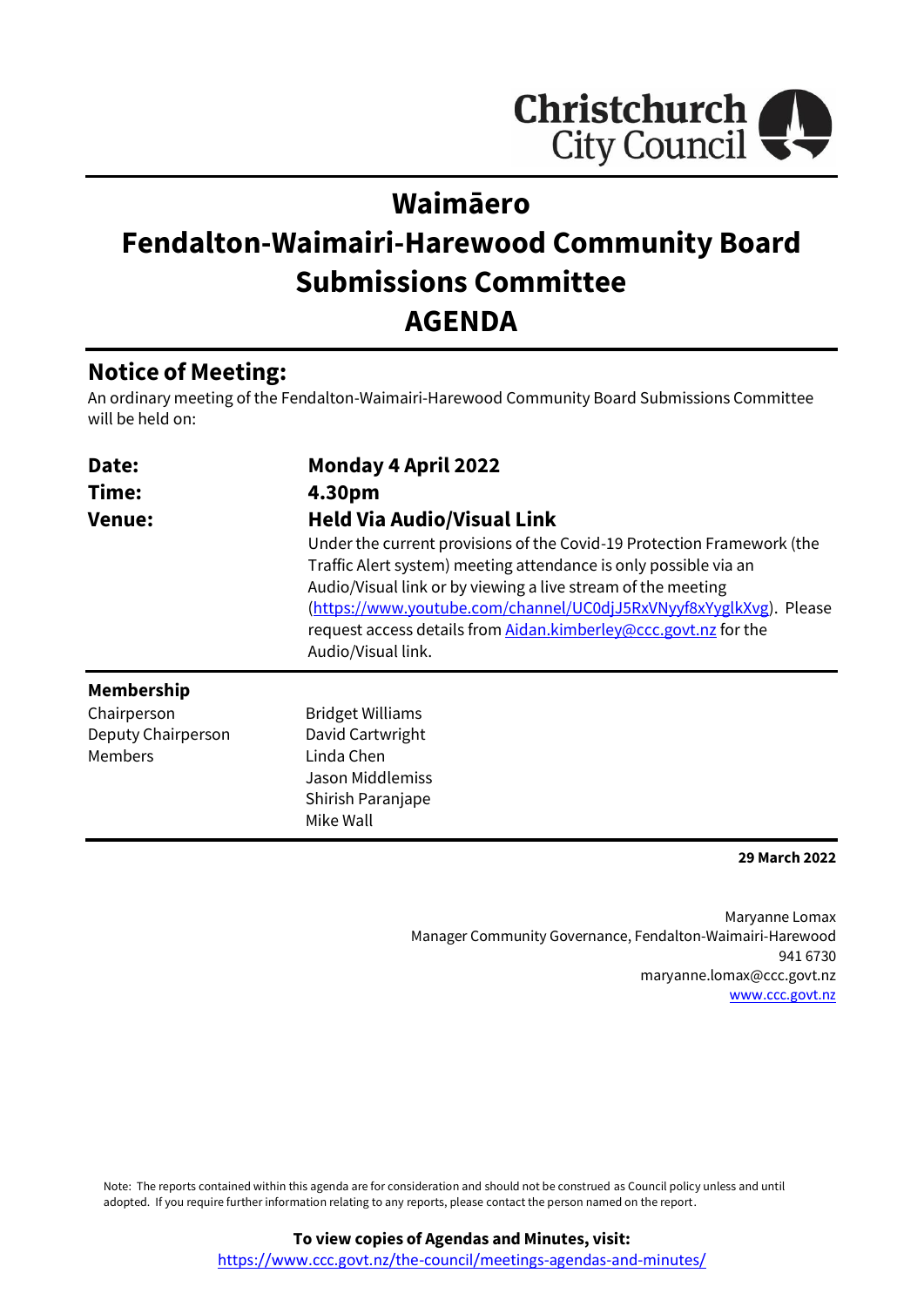# Waimāero

# Fendalton-Waimairi-Harewood Community Board Submissions Committee

# AGENDA

## Notice of Meeting:

An ordinary meeting of the Fendalton-Waimairi-Harewood Community Board Submissions Committee will be held on:

| | |
|---|---|
| **Date:** | **Monday 4 April 2022** |
| **Time:** | **4.30pm** |
| **Venue:** | **Held Via Audio/Visual Link**<br>Under the current provisions of the Covid-19 Protection Framework (the Traffic Alert system) meeting attendance is only possible via an Audio/Visual link or by viewing a live stream of the meeting (https://www.youtube.com/channel/UC0djJ5RxVNyyf8xYyglkXvg). Please request access details from Aidan.kimberley@ccc.govt.nz for the Audio/Visual link. |

**Membership**

| | |
|---|---|
| Chairperson | Bridget Williams |
| Deputy Chairperson | David Cartwright |
| Members | Linda Chen |
| | Jason Middlemiss |
| | Shirish Paranjape |
| | Mike Wall |

**29 March 2022**

Maryanne Lomax
Manager Community Governance, Fendalton-Waimairi-Harewood
941 6730
maryanne.lomax@ccc.govt.nz
www.ccc.govt.nz

Note: The reports contained within this agenda are for consideration and should not be construed as Council policy unless and until adopted. If you require further information relating to any reports, please contact the person named on the report.

**To view copies of Agendas and Minutes, visit:**
https://www.ccc.govt.nz/the-council/meetings-agendas-and-minutes/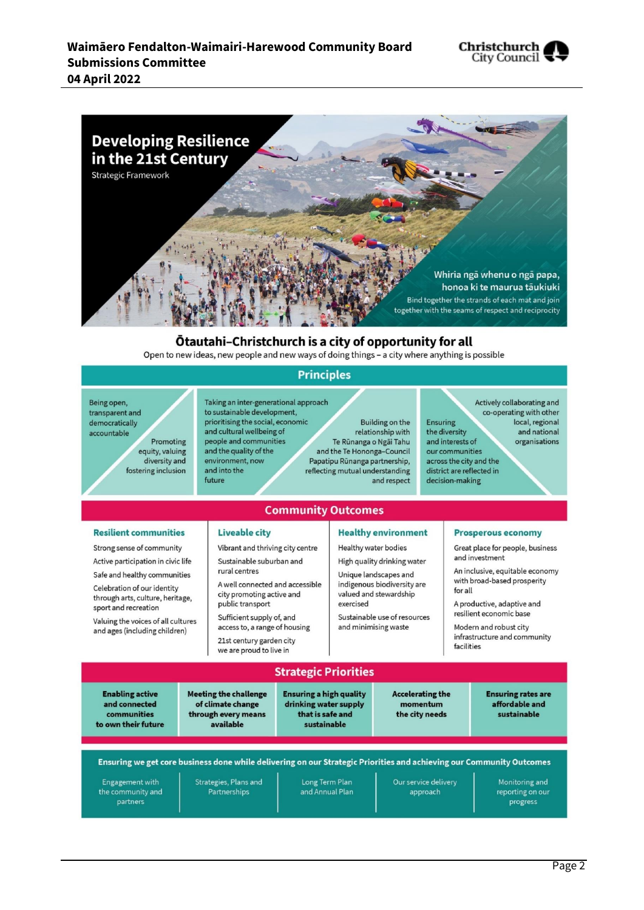# Developing Resilience in the 21st Century

Strategic Framework

Whiria ngā whenu o ngā papa, honoa ki te maurua tāukiuki

Bind together the strands of each mat and join together with the seams of respect and reciprocity

## Ōtautahi–Christchurch is a city of opportunity for all

Open to new ideas, new people and new ways of doing things – a city where anything is possible

## Principles

- Being open, transparent and democratically accountable
- Promoting equity, valuing diversity and fostering inclusion
- Taking an inter-generational approach to sustainable development, prioritising the social, economic and cultural wellbeing of people and communities and the quality of the environment, now and into the future
- Building on the relationship with Te Rūnanga o Ngāi Tahu and the Te Hononga–Council Papatipu Rūnanga partnership, reflecting mutual understanding and respect
- Ensuring the diversity and interests of our communities across the city and the district are reflected in decision-making
- Actively collaborating and co-operating with other local, regional and national organisations

## Community Outcomes

### Resilient communities

- Strong sense of community
- Active participation in civic life
- Safe and healthy communities
- Celebration of our identity through arts, culture, heritage, sport and recreation
- Valuing the voices of all cultures and ages (including children)

### Liveable city

- Vibrant and thriving city centre
- Sustainable suburban and rural centres
- A well connected and accessible city promoting active and public transport
- Sufficient supply of, and access to, a range of housing
- 21st century garden city we are proud to live in

### Healthy environment

- Healthy water bodies
- High quality drinking water
- Unique landscapes and indigenous biodiversity are valued and stewardship exercised
- Sustainable use of resources and minimising waste

### Prosperous economy

- Great place for people, business and investment
- An inclusive, equitable economy with broad-based prosperity for all
- A productive, adaptive and resilient economic base
- Modern and robust city infrastructure and community facilities

## Strategic Priorities

- Enabling active and connected communities to own their future
- Meeting the challenge of climate change through every means available
- Ensuring a high quality drinking water supply that is safe and sustainable
- Accelerating the momentum the city needs
- Ensuring rates are affordable and sustainable

## Ensuring we get core business done while delivering on our Strategic Priorities and achieving our Community Outcomes

- Engagement with the community and partners
- Strategies, Plans and Partnerships
- Long Term Plan and Annual Plan
- Our service delivery approach
- Monitoring and reporting on our progress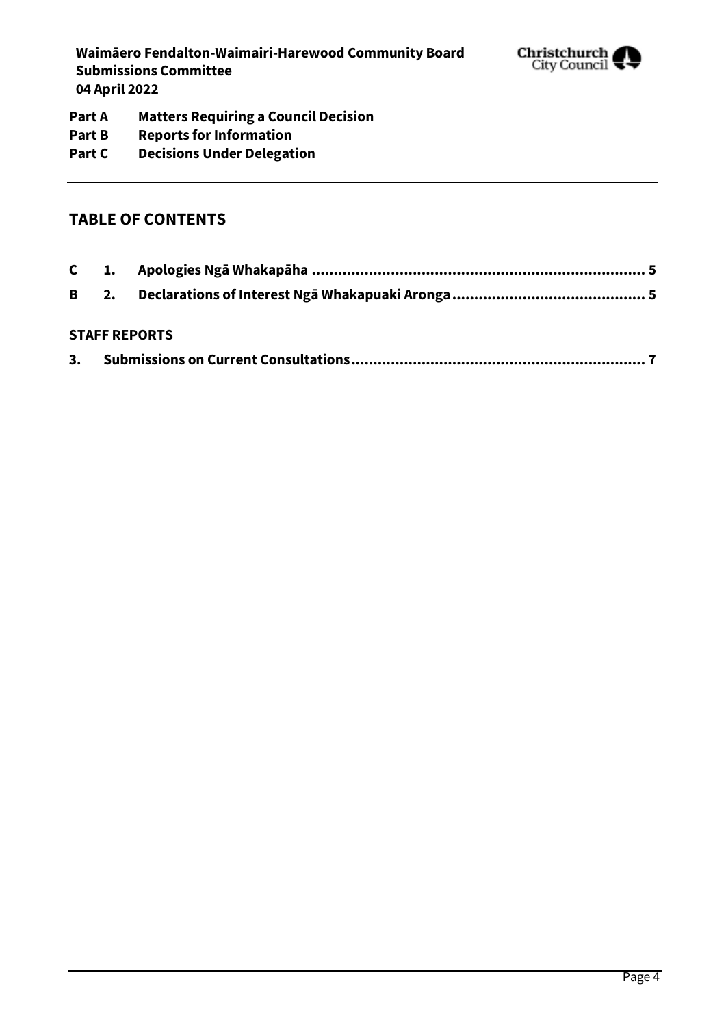**Part A Matters Requiring a Council Decision**
**Part B Reports for Information**
**Part C Decisions Under Delegation**

---

## TABLE OF CONTENTS

| | | | |
|---|---|---|---|
| **C** | **1.** | **Apologies Ngā Whakapāha** | **5** |
| **B** | **2.** | **Declarations of Interest Ngā Whakapuaki Aronga** | **5** |

### STAFF REPORTS

| | | |
|---|---|---|
| **3.** | **Submissions on Current Consultations** | **7** |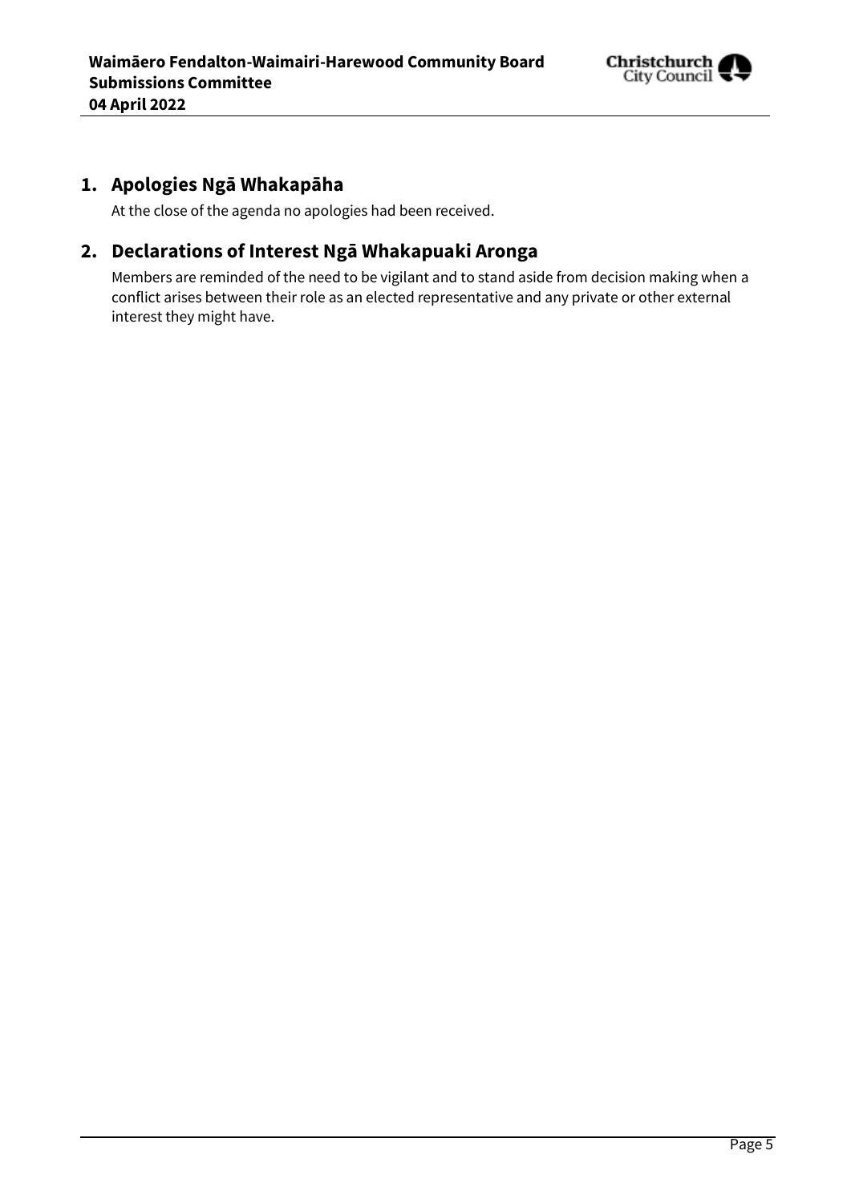## 1. Apologies Ngā Whakapāha

At the close of the agenda no apologies had been received.

## 2. Declarations of Interest Ngā Whakapuaki Aronga

Members are reminded of the need to be vigilant and to stand aside from decision making when a conflict arises between their role as an elected representative and any private or other external interest they might have.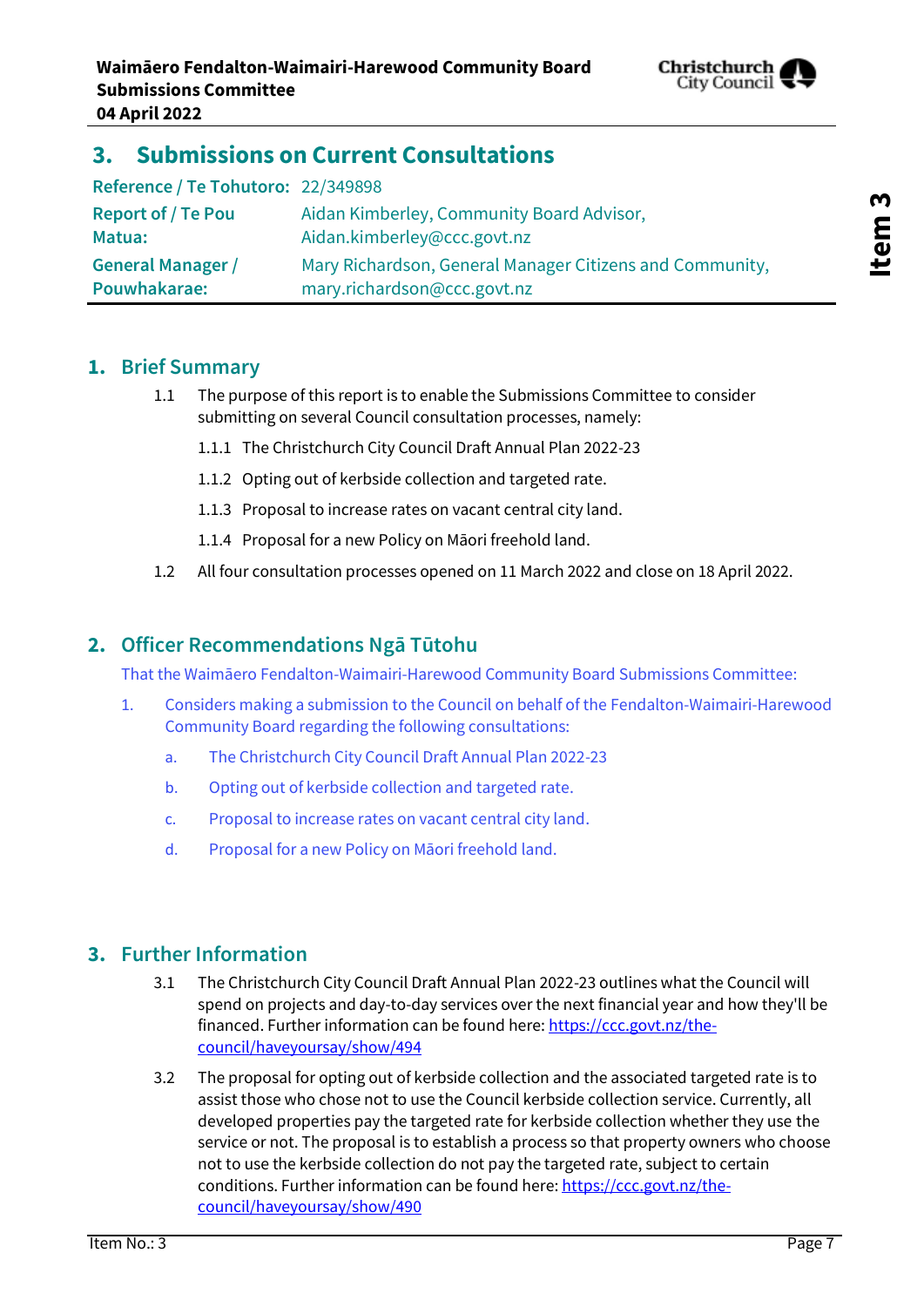# 3. Submissions on Current Consultations

| | |
|---|---|
| **Reference / Te Tohutoro:** | 22/349898 |
| **Report of / Te Pou Matua:** | Aidan Kimberley, Community Board Advisor, Aidan.kimberley@ccc.govt.nz |
| **General Manager / Pouwhakarae:** | Mary Richardson, General Manager Citizens and Community, mary.richardson@ccc.govt.nz |

## 1. Brief Summary

1.1 The purpose of this report is to enable the Submissions Committee to consider submitting on several Council consultation processes, namely:

1.1.1 The Christchurch City Council Draft Annual Plan 2022-23

1.1.2 Opting out of kerbside collection and targeted rate.

1.1.3 Proposal to increase rates on vacant central city land.

1.1.4 Proposal for a new Policy on Māori freehold land.

1.2 All four consultation processes opened on 11 March 2022 and close on 18 April 2022.

## 2. Officer Recommendations Ngā Tūtohu

That the Waimāero Fendalton-Waimairi-Harewood Community Board Submissions Committee:

1. Considers making a submission to the Council on behalf of the Fendalton-Waimairi-Harewood Community Board regarding the following consultations:
   a. The Christchurch City Council Draft Annual Plan 2022-23
   b. Opting out of kerbside collection and targeted rate.
   c. Proposal to increase rates on vacant central city land.
   d. Proposal for a new Policy on Māori freehold land.

## 3. Further Information

3.1 The Christchurch City Council Draft Annual Plan 2022-23 outlines what the Council will spend on projects and day-to-day services over the next financial year and how they'll be financed. Further information can be found here: https://ccc.govt.nz/the-council/haveyoursay/show/494

3.2 The proposal for opting out of kerbside collection and the associated targeted rate is to assist those who chose not to use the Council kerbside collection service. Currently, all developed properties pay the targeted rate for kerbside collection whether they use the service or not. The proposal is to establish a process so that property owners who choose not to use the kerbside collection do not pay the targeted rate, subject to certain conditions. Further information can be found here: https://ccc.govt.nz/the-council/haveyoursay/show/490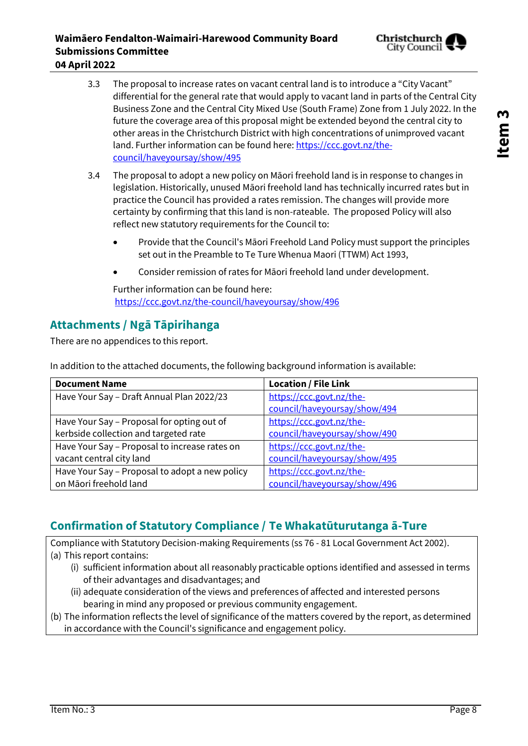3.3 The proposal to increase rates on vacant central land is to introduce a "City Vacant" differential for the general rate that would apply to vacant land in parts of the Central City Business Zone and the Central City Mixed Use (South Frame) Zone from 1 July 2022. In the future the coverage area of this proposal might be extended beyond the central city to other areas in the Christchurch District with high concentrations of unimproved vacant land. Further information can be found here: https://ccc.govt.nz/the-council/haveyoursay/show/495

3.4 The proposal to adopt a new policy on Māori freehold land is in response to changes in legislation. Historically, unused Māori freehold land has technically incurred rates but in practice the Council has provided a rates remission. The changes will provide more certainty by confirming that this land is non-rateable. The proposed Policy will also reflect new statutory requirements for the Council to:

- Provide that the Council's Māori Freehold Land Policy must support the principles set out in the Preamble to Te Ture Whenua Maori (TTWM) Act 1993,
- Consider remission of rates for Māori freehold land under development.

Further information can be found here: https://ccc.govt.nz/the-council/haveyoursay/show/496

## Attachments / Ngā Tāpirihanga

There are no appendices to this report.

In addition to the attached documents, the following background information is available:

| Document Name | Location / File Link |
|---|---|
| Have Your Say – Draft Annual Plan 2022/23 | https://ccc.govt.nz/the-council/haveyoursay/show/494 |
| Have Your Say – Proposal for opting out of kerbside collection and targeted rate | https://ccc.govt.nz/the-council/haveyoursay/show/490 |
| Have Your Say – Proposal to increase rates on vacant central city land | https://ccc.govt.nz/the-council/haveyoursay/show/495 |
| Have Your Say – Proposal to adopt a new policy on Māori freehold land | https://ccc.govt.nz/the-council/haveyoursay/show/496 |

## Confirmation of Statutory Compliance / Te Whakatūturutanga ā-Ture

Compliance with Statutory Decision-making Requirements (ss 76 - 81 Local Government Act 2002).

(a) This report contains:

(i) sufficient information about all reasonably practicable options identified and assessed in terms of their advantages and disadvantages; and

(ii) adequate consideration of the views and preferences of affected and interested persons bearing in mind any proposed or previous community engagement.

(b) The information reflects the level of significance of the matters covered by the report, as determined in accordance with the Council's significance and engagement policy.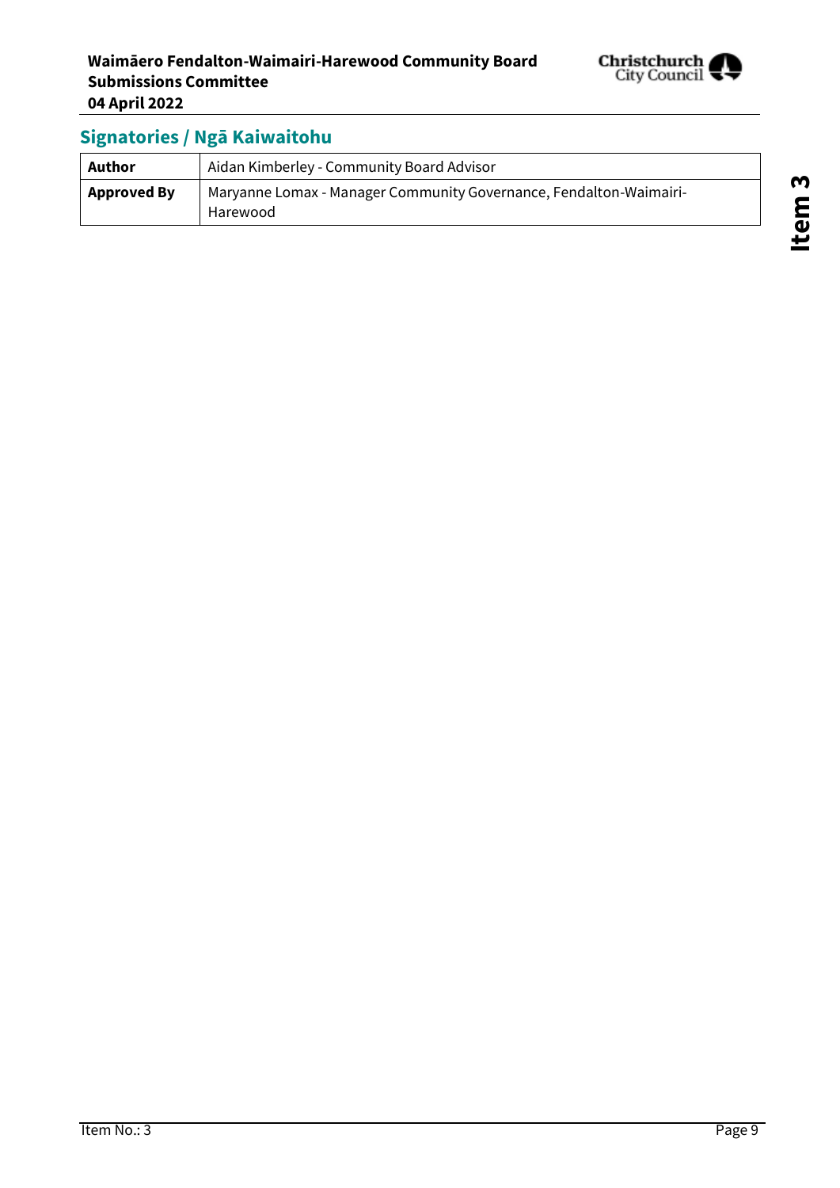## Signatories / Ngā Kaiwaitohu

| | |
|---|---|
| **Author** | Aidan Kimberley - Community Board Advisor |
| **Approved By** | Maryanne Lomax - Manager Community Governance, Fendalton-Waimairi-Harewood |